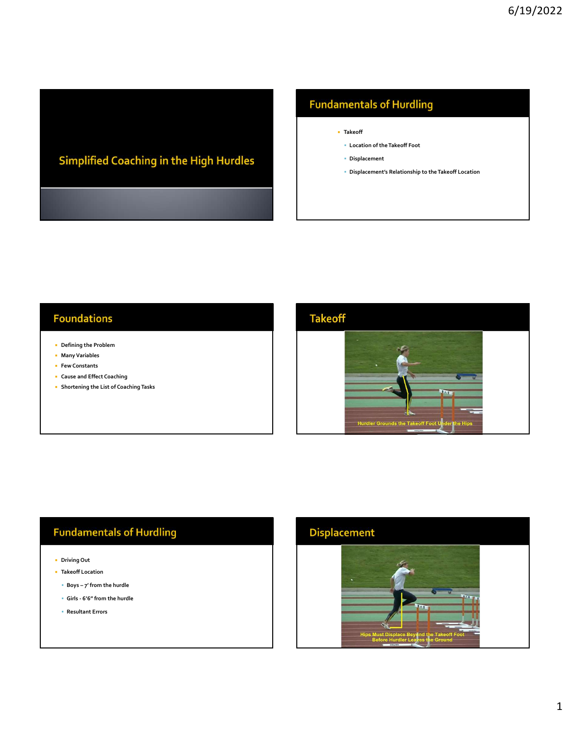# Simplified Coaching in the High Hurdles

## Fundamentals of Hurdling

- Takeoff
  - Location of the Takeoff Foot
  - Displacement
  - Displacement's Relationship to the Takeoff Location

## Foundations

- Defining the Problem
- Many Variables
- Few Constants
- Cause and Effect Coaching
- Shortening the List of Coaching Tasks

## Takeoff

Hurdler Grounds the Takeoff Foot Under the Hips

## Fundamentals of Hurdling

- Driving Out
- Takeoff Location
  - Boys – 7' from the hurdle
  - Girls - 6'6" from the hurdle
  - Resultant Errors

## Displacement

Hips Must Displace Beyond the Takeoff Foot Before Hurdler Leaves the Ground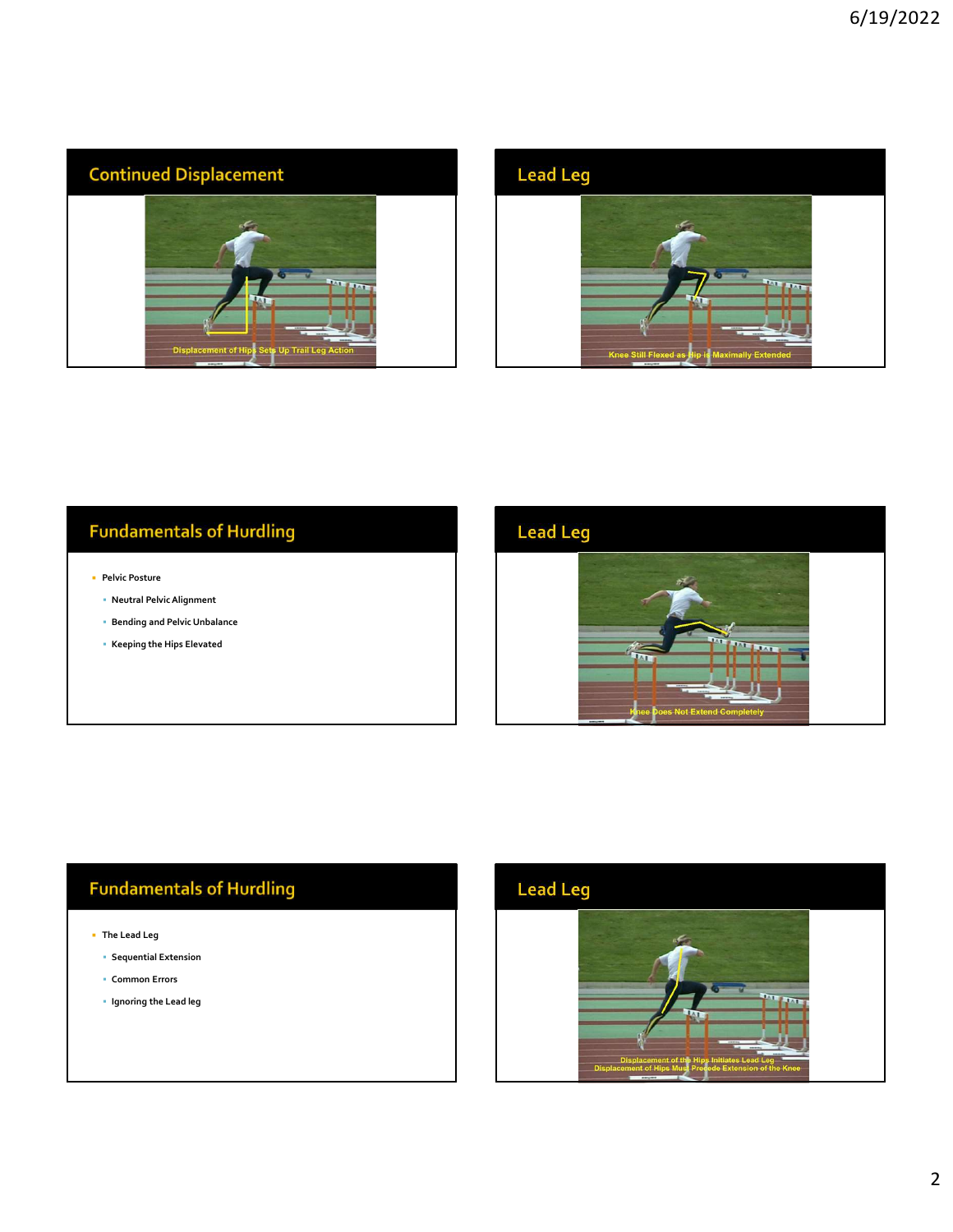## Continued Displacement

Displacement of Hips Sets Up Trail Leg Action

## Lead Leg

Knee Still Flexed as Hip is Maximally Extended

## Fundamentals of Hurdling

- Pelvic Posture
  - Neutral Pelvic Alignment
  - Bending and Pelvic Unbalance
  - Keeping the Hips Elevated

## Lead Leg

Knee Does Not Extend Completely

## Fundamentals of Hurdling

- The Lead Leg
  - Sequential Extension
  - Common Errors
  - Ignoring the Lead leg

## Lead Leg

Displacement of the Hips Initiates Lead Leg
Displacement of Hips Must Precede Extension of the Knee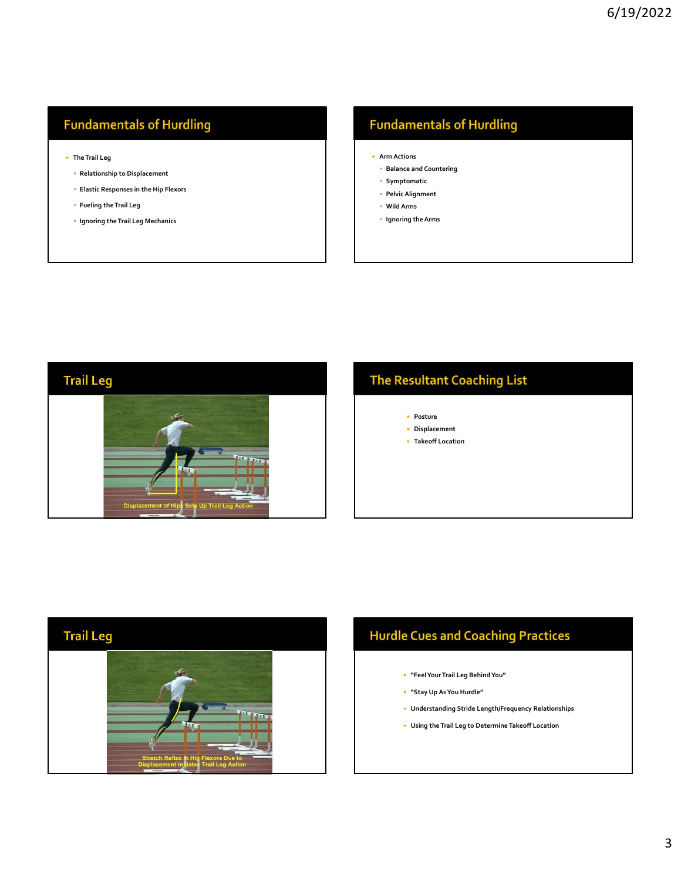## Fundamentals of Hurdling

- The Trail Leg
  - Relationship to Displacement
  - Elastic Responses in the Hip Flexors
  - Fueling the Trail Leg
  - Ignoring the Trail Leg Mechanics

## Fundamentals of Hurdling

- Arm Actions
  - Balance and Countering
  - Symptomatic
  - Pelvic Alignment
  - Wild Arms
  - Ignoring the Arms

## Trail Leg

Displacement of Hips Sets Up Trail Leg Action

## The Resultant Coaching List

- Posture
- Displacement
- Takeoff Location

## Trail Leg

Stretch Reflex in Hip Flexors Due to Displacement Initiates Trail Leg Action

## Hurdle Cues and Coaching Practices

- "Feel Your Trail Leg Behind You"
- "Stay Up As You Hurdle"
- Understanding Stride Length/Frequency Relationships
- Using the Trail Leg to Determine Takeoff Location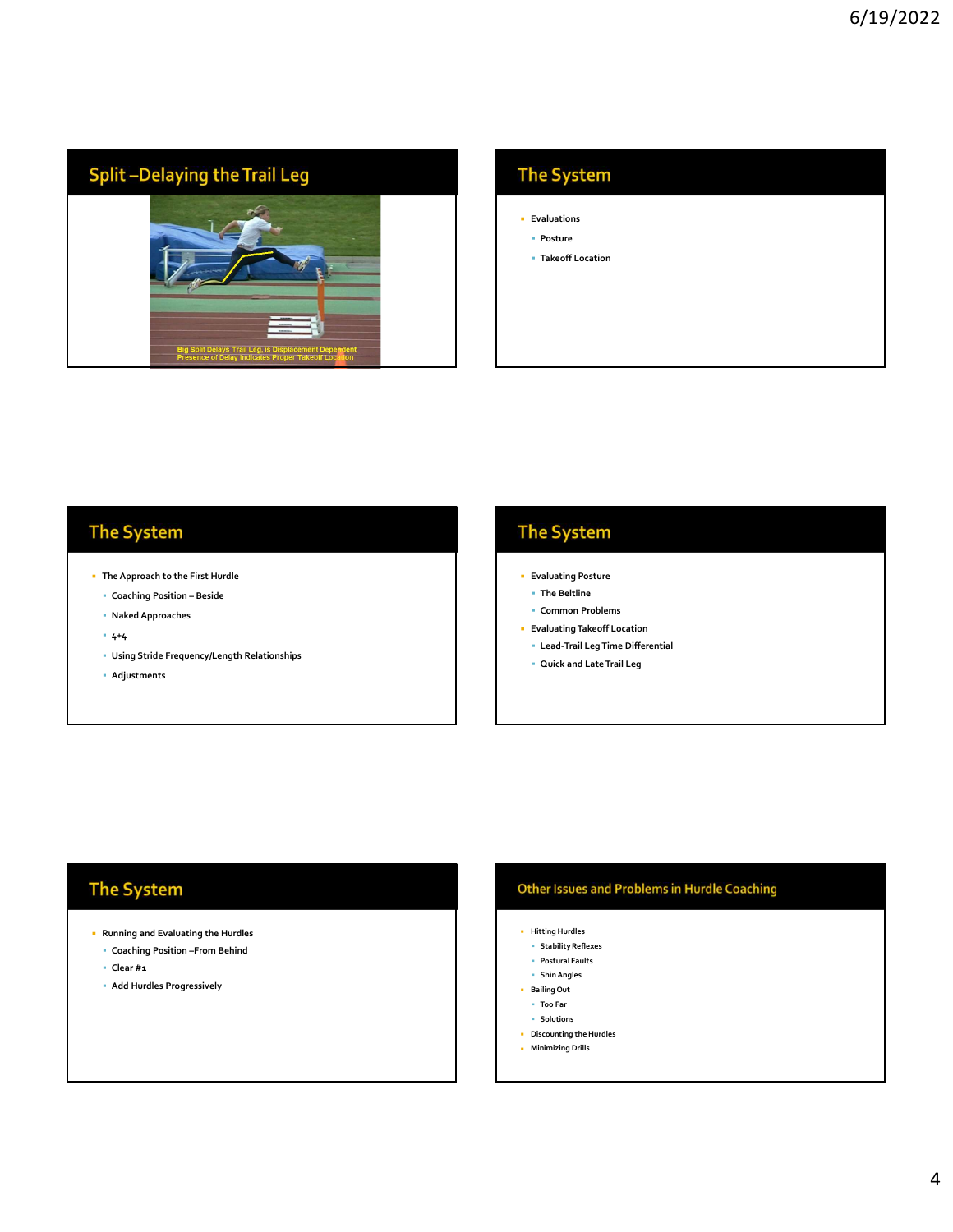## Split –Delaying the Trail Leg

Big Split Delays Trail Leg, is Displacement Dependent
Presence of Delay Indicates Proper Takeoff Location

## The System

- Evaluations
  - Posture
  - Takeoff Location

## The System

- The Approach to the First Hurdle
  - Coaching Position – Beside
  - Naked Approaches
  - 4+4
  - Using Stride Frequency/Length Relationships
  - Adjustments

## The System

- Evaluating Posture
  - The Beltline
  - Common Problems
- Evaluating Takeoff Location
  - Lead-Trail Leg Time Differential
  - Quick and Late Trail Leg

## The System

- Running and Evaluating the Hurdles
  - Coaching Position –From Behind
  - Clear #1
  - Add Hurdles Progressively

## Other Issues and Problems in Hurdle Coaching

- Hitting Hurdles
  - Stability Reflexes
  - Postural Faults
  - Shin Angles
- Bailing Out
  - Too Far
  - Solutions
- Discounting the Hurdles
- Minimizing Drills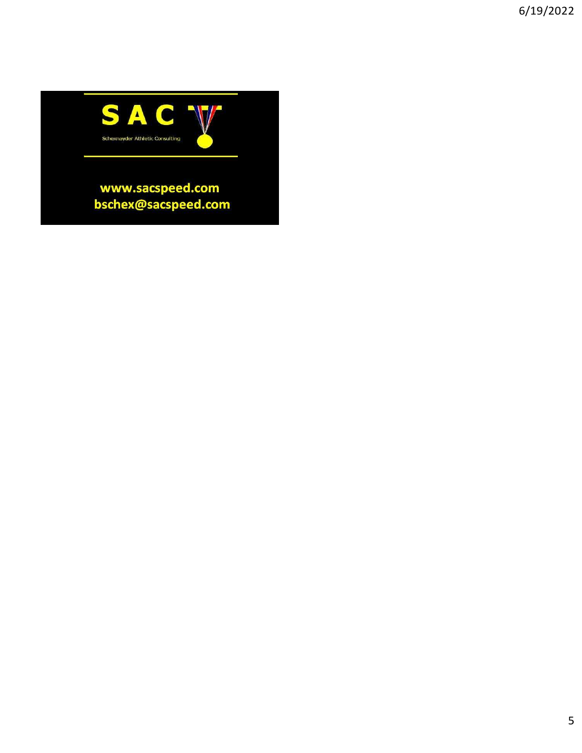SAC

Schexnayder Athletic Consulting

www.sacspeed.com

bschex@sacspeed.com